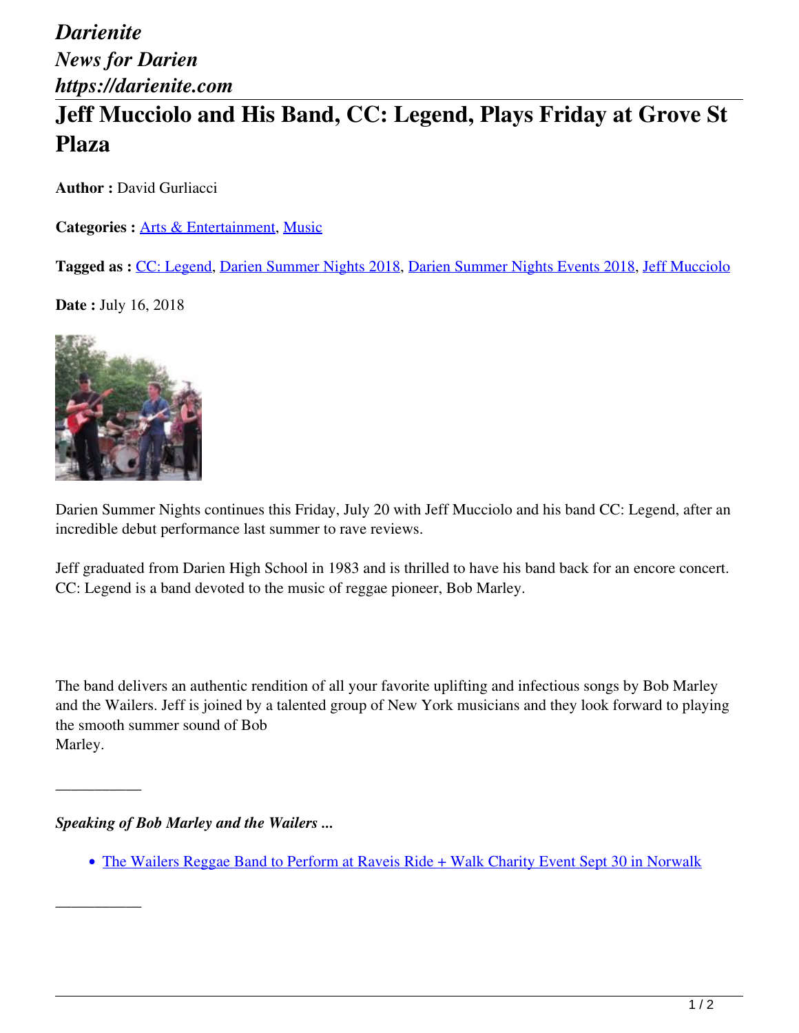*Darienite*
*News for Darien*
*https://darienite.com*

# Jeff Mucciolo and His Band, CC: Legend, Plays Friday at Grove St Plaza

**Author :** David Gurliacci

**Categories :** Arts & Entertainment, Music

**Tagged as :** CC: Legend, Darien Summer Nights 2018, Darien Summer Nights Events 2018, Jeff Mucciolo

**Date :** July 16, 2018

Darien Summer Nights continues this Friday, July 20 with Jeff Mucciolo and his band CC: Legend, after an incredible debut performance last summer to rave reviews.

Jeff graduated from Darien High School in 1983 and is thrilled to have his band back for an encore concert. CC: Legend is a band devoted to the music of reggae pioneer, Bob Marley.

The band delivers an authentic rendition of all your favorite uplifting and infectious songs by Bob Marley and the Wailers. Jeff is joined by a talented group of New York musicians and they look forward to playing the smooth summer sound of Bob Marley.

___________

***Speaking of Bob Marley and the Wailers ...***

- The Wailers Reggae Band to Perform at Raveis Ride + Walk Charity Event Sept 30 in Norwalk

___________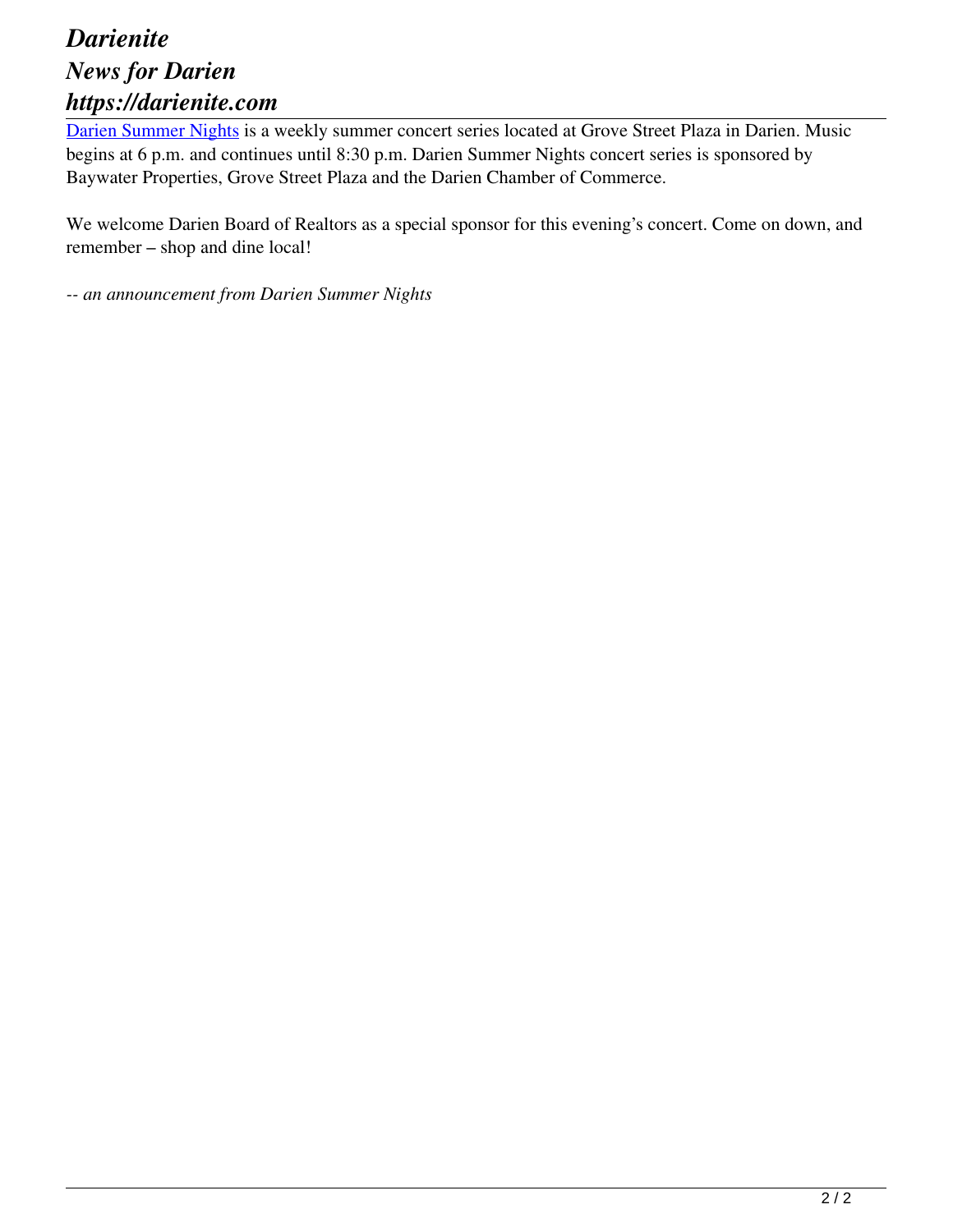[Darien Summer Nights] is a weekly summer concert series located at Grove Street Plaza in Darien. Music begins at 6 p.m. and continues until 8:30 p.m. Darien Summer Nights concert series is sponsored by Baywater Properties, Grove Street Plaza and the Darien Chamber of Commerce.

We welcome Darien Board of Realtors as a special sponsor for this evening's concert. Come on down, and remember – shop and dine local!

*-- an announcement from Darien Summer Nights*